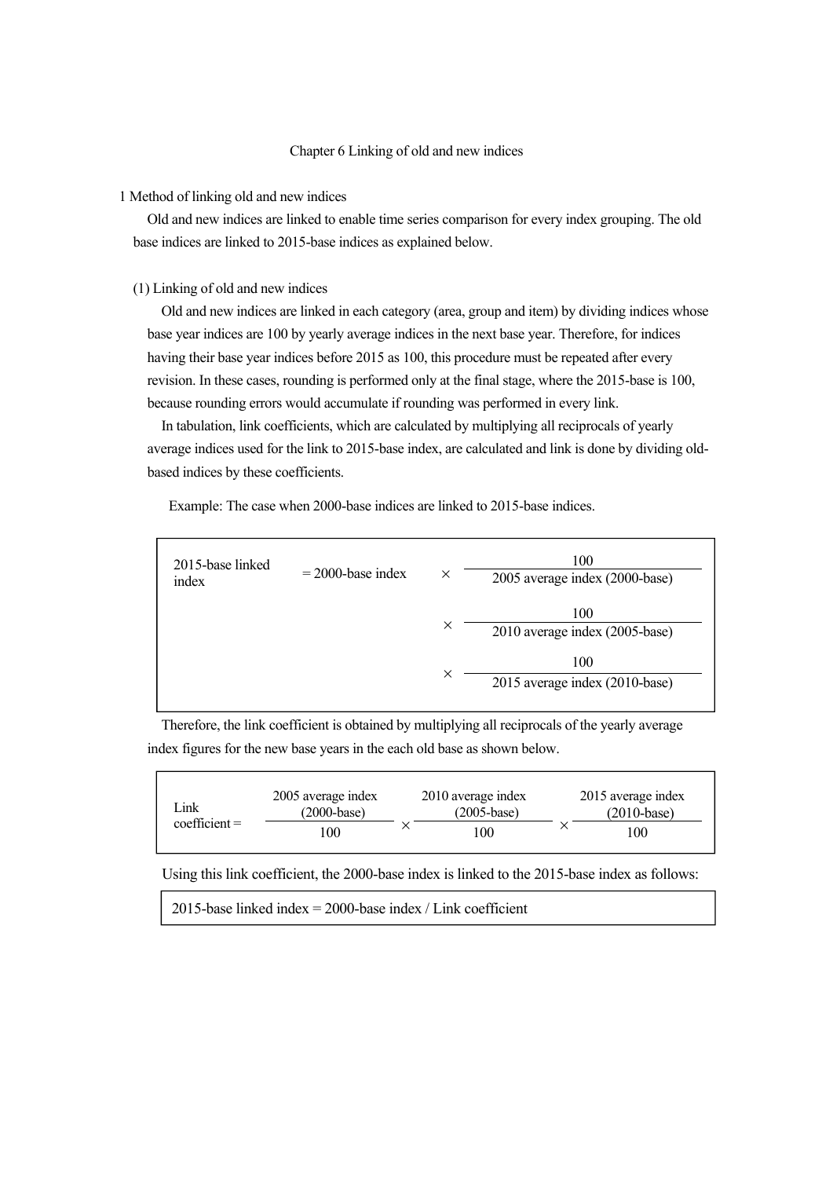# Chapter 6 Linking of old and new indices

## 1 Method of linking old and new indices

Old and new indices are linked to enable time series comparison for every index grouping. The old base indices are linked to 2015-base indices as explained below.

### (1) Linking of old and new indices

Old and new indices are linked in each category (area, group and item) by dividing indices whose base year indices are 100 by yearly average indices in the next base year. Therefore, for indices having their base year indices before 2015 as 100, this procedure must be repeated after every revision. In these cases, rounding is performed only at the final stage, where the 2015-base is 100, because rounding errors would accumulate if rounding was performed in every link.

In tabulation, link coefficients, which are calculated by multiplying all reciprocals of yearly average indices used for the link to 2015-base index, are calculated and link is done by dividing old-based indices by these coefficients.

Example: The case when 2000-base indices are linked to 2015-base indices.

$$\text{2015-base linked index} = \text{2000-base index} \times \frac{100}{\text{2005 average index (2000-base)}} \times \frac{100}{\text{2010 average index (2005-base)}} \times \frac{100}{\text{2015 average index (2010-base)}}$$

Therefore, the link coefficient is obtained by multiplying all reciprocals of the yearly average index figures for the new base years in the each old base as shown below.

$$\text{Link coefficient} = \frac{\text{2005 average index (2000-base)}}{100} \times \frac{\text{2010 average index (2005-base)}}{100} \times \frac{\text{2015 average index (2010-base)}}{100}$$

Using this link coefficient, the 2000-base index is linked to the 2015-base index as follows:

$$\text{2015-base linked index} = \text{2000-base index} / \text{Link coefficient}$$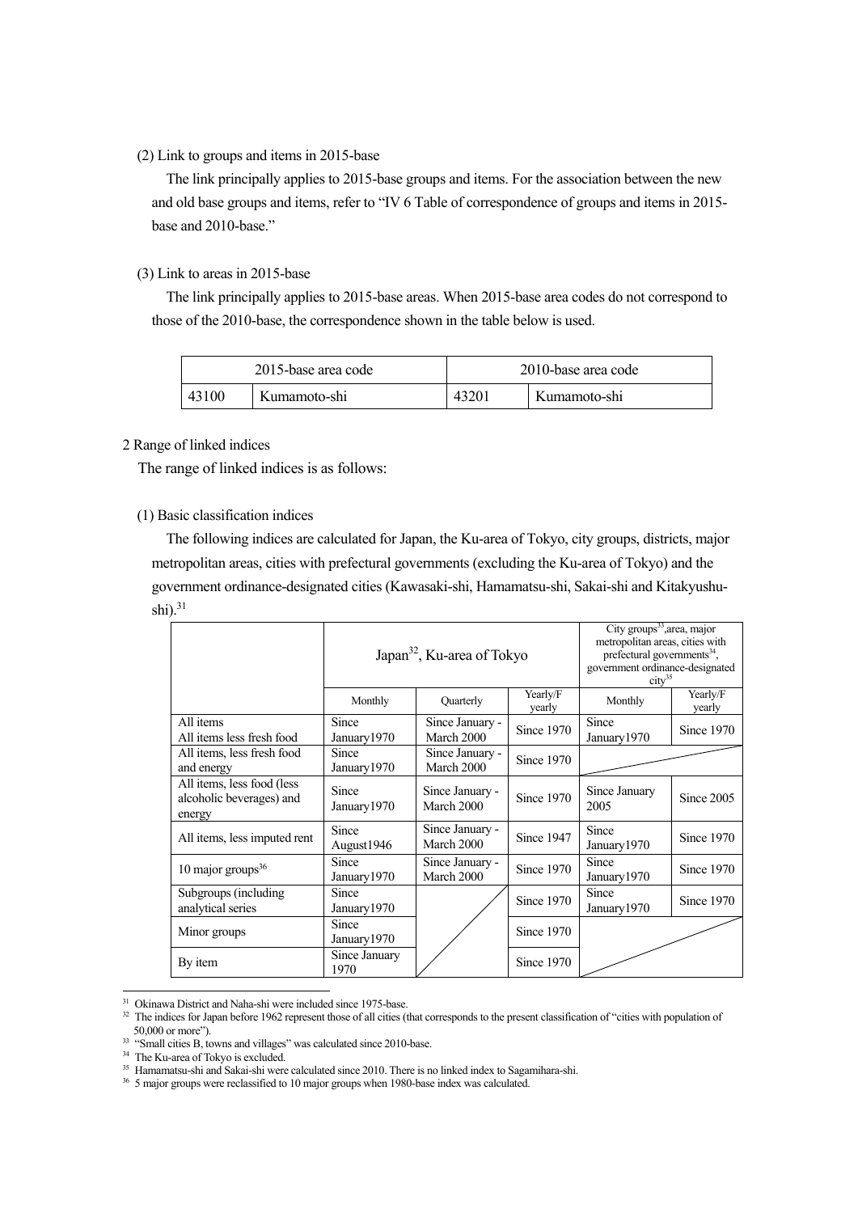(2) Link to groups and items in 2015-base

The link principally applies to 2015-base groups and items. For the association between the new and old base groups and items, refer to "IV 6 Table of correspondence of groups and items in 2015-base and 2010-base."

(3) Link to areas in 2015-base

The link principally applies to 2015-base areas. When 2015-base area codes do not correspond to those of the 2010-base, the correspondence shown in the table below is used.

| 2015-base area code | | 2010-base area code | |
|---|---|---|---|
| 43100 | Kumamoto-shi | 43201 | Kumamoto-shi |

2 Range of linked indices

The range of linked indices is as follows:

(1) Basic classification indices

The following indices are calculated for Japan, the Ku-area of Tokyo, city groups, districts, major metropolitan areas, cities with prefectural governments (excluding the Ku-area of Tokyo) and the government ordinance-designated cities (Kawasaki-shi, Hamamatsu-shi, Sakai-shi and Kitakyushu-shi).[31]

| | Japan[32], Ku-area of Tokyo | | | City groups[33],area, major metropolitan areas, cities with prefectural governments[34], government ordinance-designated city[35] | |
|---|---|---|---|---|---|
| | Monthly | Quarterly | Yearly/F yearly | Monthly | Yearly/F yearly |
| All items<br>All items less fresh food | Since January1970 | Since January - March 2000 | Since 1970 | Since January1970 | Since 1970 |
| All items, less fresh food and energy | Since January1970 | Since January - March 2000 | Since 1970 | | |
| All items, less food (less alcoholic beverages) and energy | Since January1970 | Since January - March 2000 | Since 1970 | Since January 2005 | Since 2005 |
| All items, less imputed rent | Since August1946 | Since January - March 2000 | Since 1947 | Since January1970 | Since 1970 |
| 10 major groups[36] | Since January1970 | Since January - March 2000 | Since 1970 | Since January1970 | Since 1970 |
| Subgroups (including analytical series | Since January1970 | | Since 1970 | Since January1970 | Since 1970 |
| Minor groups | Since January1970 | | Since 1970 | | |
| By item | Since January 1970 | | Since 1970 | | |

[31] Okinawa District and Naha-shi were included since 1975-base.

[32] The indices for Japan before 1962 represent those of all cities (that corresponds to the present classification of "cities with population of 50,000 or more").

[33] "Small cities B, towns and villages" was calculated since 2010-base.

[34] The Ku-area of Tokyo is excluded.

[35] Hamamatsu-shi and Sakai-shi were calculated since 2010. There is no linked index to Sagamihara-shi.

[36] 5 major groups were reclassified to 10 major groups when 1980-base index was calculated.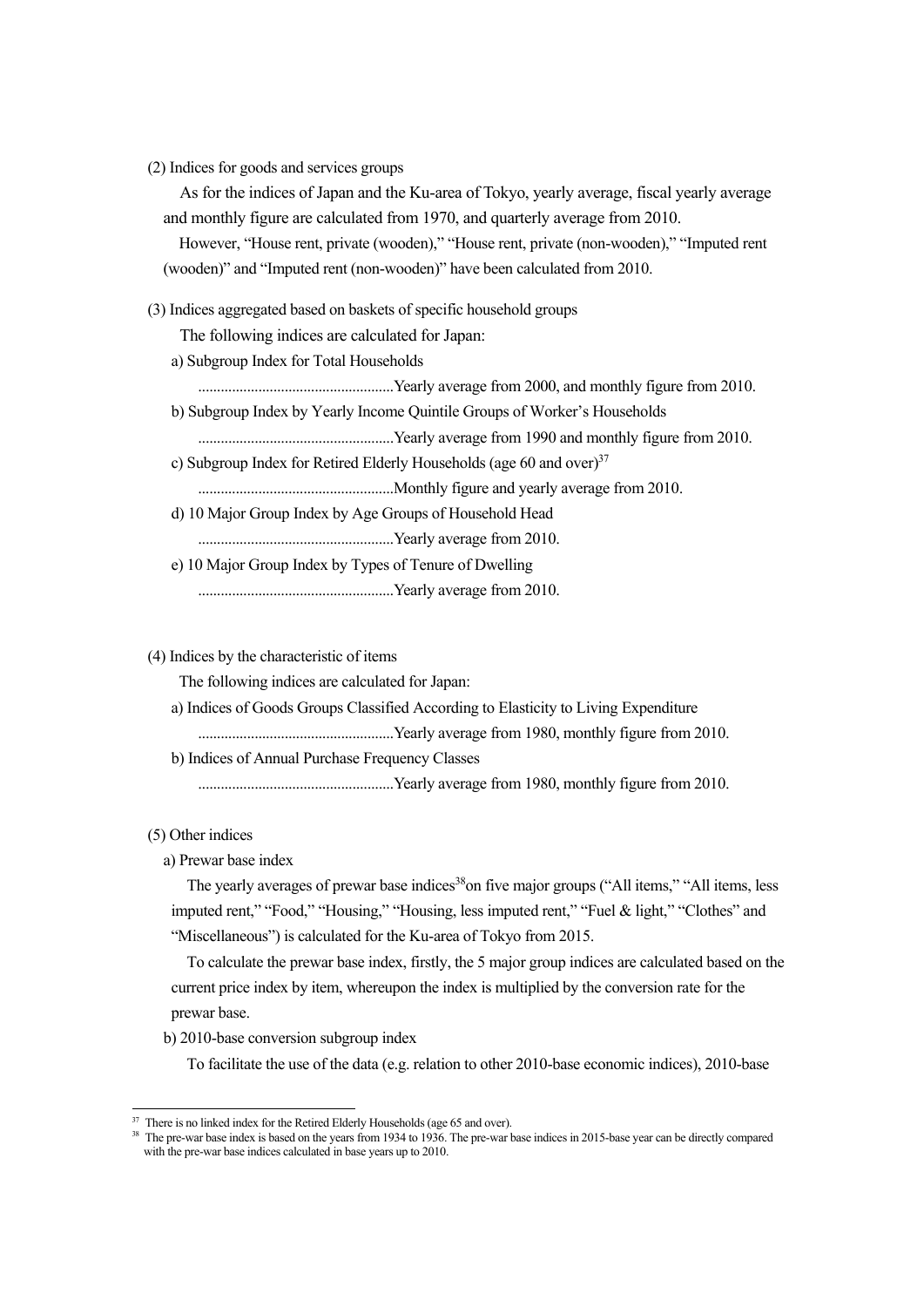(2) Indices for goods and services groups

As for the indices of Japan and the Ku-area of Tokyo, yearly average, fiscal yearly average and monthly figure are calculated from 1970, and quarterly average from 2010.

However, "House rent, private (wooden)," "House rent, private (non-wooden)," "Imputed rent (wooden)" and "Imputed rent (non-wooden)" have been calculated from 2010.

(3) Indices aggregated based on baskets of specific household groups

The following indices are calculated for Japan:

a) Subgroup Index for Total Households

....................................................Yearly average from 2000, and monthly figure from 2010.

b) Subgroup Index by Yearly Income Quintile Groups of Worker's Households

....................................................Yearly average from 1990 and monthly figure from 2010.

c) Subgroup Index for Retired Elderly Households (age 60 and over)[37]

....................................................Monthly figure and yearly average from 2010.

d) 10 Major Group Index by Age Groups of Household Head

....................................................Yearly average from 2010.

e) 10 Major Group Index by Types of Tenure of Dwelling

....................................................Yearly average from 2010.

(4) Indices by the characteristic of items

The following indices are calculated for Japan:

a) Indices of Goods Groups Classified According to Elasticity to Living Expenditure

....................................................Yearly average from 1980, monthly figure from 2010.

b) Indices of Annual Purchase Frequency Classes

....................................................Yearly average from 1980, monthly figure from 2010.

(5) Other indices

a) Prewar base index

The yearly averages of prewar base indices[38]on five major groups ("All items," "All items, less imputed rent," "Food," "Housing," "Housing, less imputed rent," "Fuel & light," "Clothes" and "Miscellaneous") is calculated for the Ku-area of Tokyo from 2015.

To calculate the prewar base index, firstly, the 5 major group indices are calculated based on the current price index by item, whereupon the index is multiplied by the conversion rate for the prewar base.

b) 2010-base conversion subgroup index

To facilitate the use of the data (e.g. relation to other 2010-base economic indices), 2010-base

---

[37] There is no linked index for the Retired Elderly Households (age 65 and over).

[38] The pre-war base index is based on the years from 1934 to 1936. The pre-war base indices in 2015-base year can be directly compared with the pre-war base indices calculated in base years up to 2010.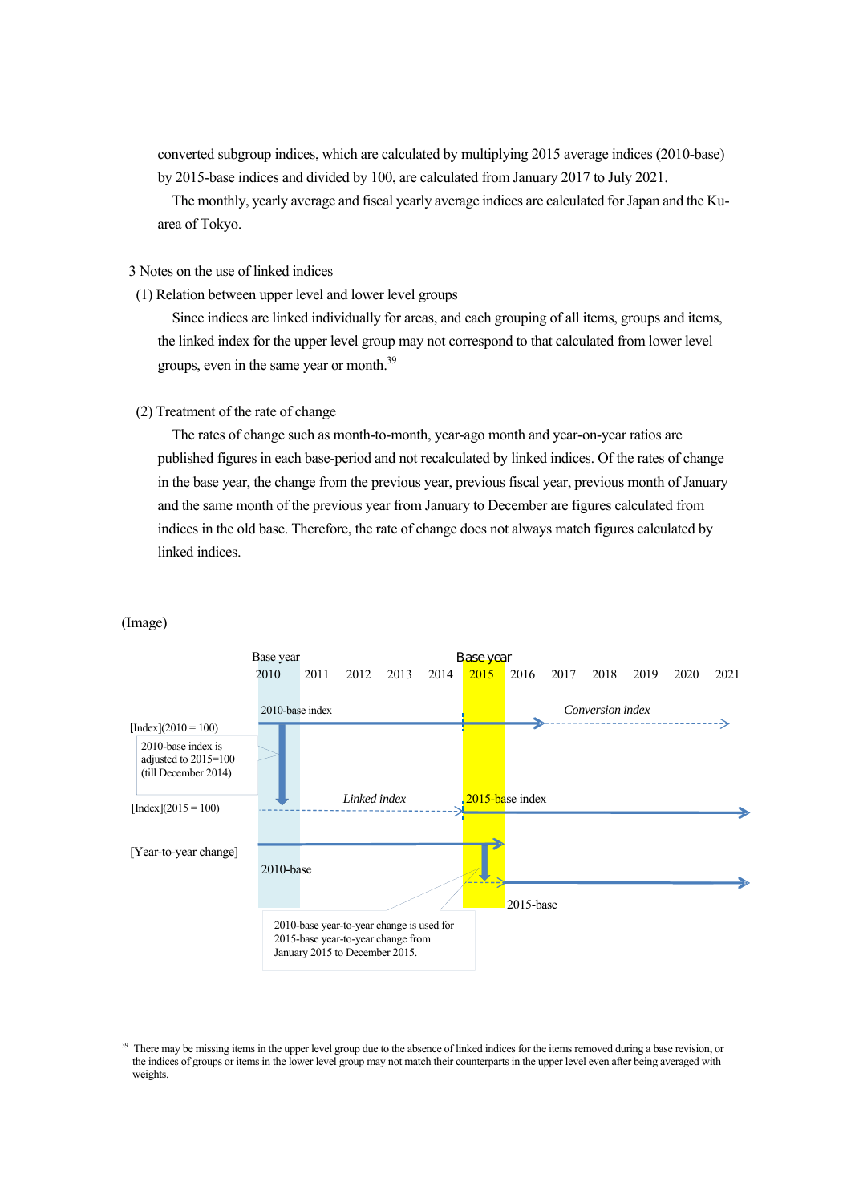converted subgroup indices, which are calculated by multiplying 2015 average indices (2010-base) by 2015-base indices and divided by 100, are calculated from January 2017 to July 2021.

The monthly, yearly average and fiscal yearly average indices are calculated for Japan and the Ku-area of Tokyo.

3 Notes on the use of linked indices

(1) Relation between upper level and lower level groups

Since indices are linked individually for areas, and each grouping of all items, groups and items, the linked index for the upper level group may not correspond to that calculated from lower level groups, even in the same year or month.[39]

(2) Treatment of the rate of change

The rates of change such as month-to-month, year-ago month and year-on-year ratios are published figures in each base-period and not recalculated by linked indices. Of the rates of change in the base year, the change from the previous year, previous fiscal year, previous month of January and the same month of the previous year from January to December are figures calculated from indices in the old base. Therefore, the rate of change does not always match figures calculated by linked indices.

(Image)

Base year
2010 2011 2012 2013 2014
Base year
2015 2016 2017 2018 2019 2020 2021

2010-base index

*Conversion index*

[Index](2010 = 100)

2010-base index is adjusted to 2015=100 (till December 2014)

*Linked index*

2015-base index

[Index](2015 = 100)

[Year-to-year change]

2010-base

2015-base

2010-base year-to-year change is used for 2015-base year-to-year change from January 2015 to December 2015.

[39] There may be missing items in the upper level group due to the absence of linked indices for the items removed during a base revision, or the indices of groups or items in the lower level group may not match their counterparts in the upper level even after being averaged with weights.